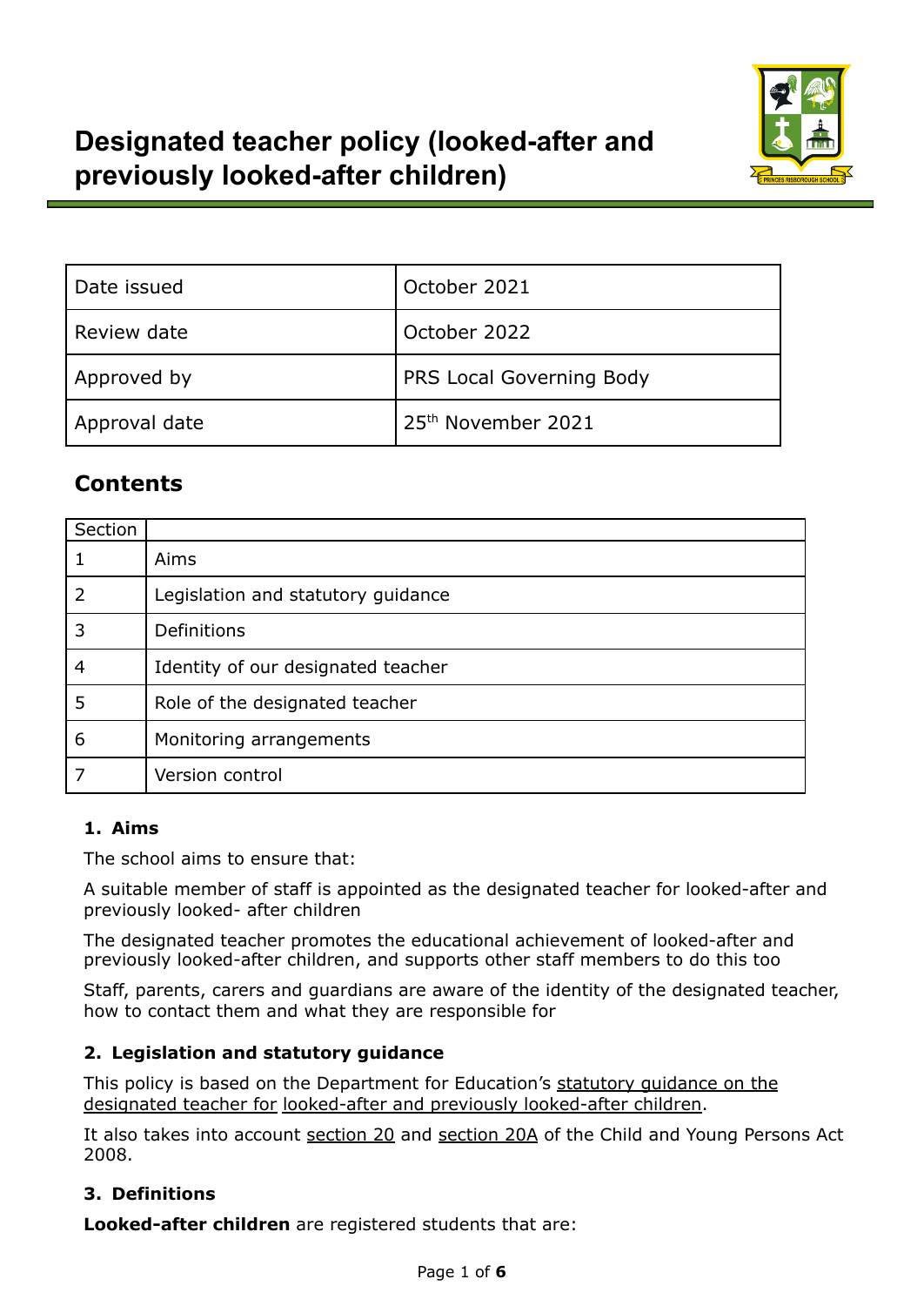# Designated teacher policy (looked-after and previously looked-after children)

| Date issued | October 2021 |
|---|---|
| Review date | October 2022 |
| Approved by | PRS Local Governing Body |
| Approval date | 25th November 2021 |

## Contents

| Section | |
|---|---|
| 1 | Aims |
| 2 | Legislation and statutory guidance |
| 3 | Definitions |
| 4 | Identity of our designated teacher |
| 5 | Role of the designated teacher |
| 6 | Monitoring arrangements |
| 7 | Version control |

### 1. Aims

The school aims to ensure that:

A suitable member of staff is appointed as the designated teacher for looked-after and previously looked- after children

The designated teacher promotes the educational achievement of looked-after and previously looked-after children, and supports other staff members to do this too

Staff, parents, carers and guardians are aware of the identity of the designated teacher, how to contact them and what they are responsible for

### 2. Legislation and statutory guidance

This policy is based on the Department for Education's statutory guidance on the designated teacher for looked-after and previously looked-after children.

It also takes into account section 20 and section 20A of the Child and Young Persons Act 2008.

### 3. Definitions

**Looked-after children** are registered students that are: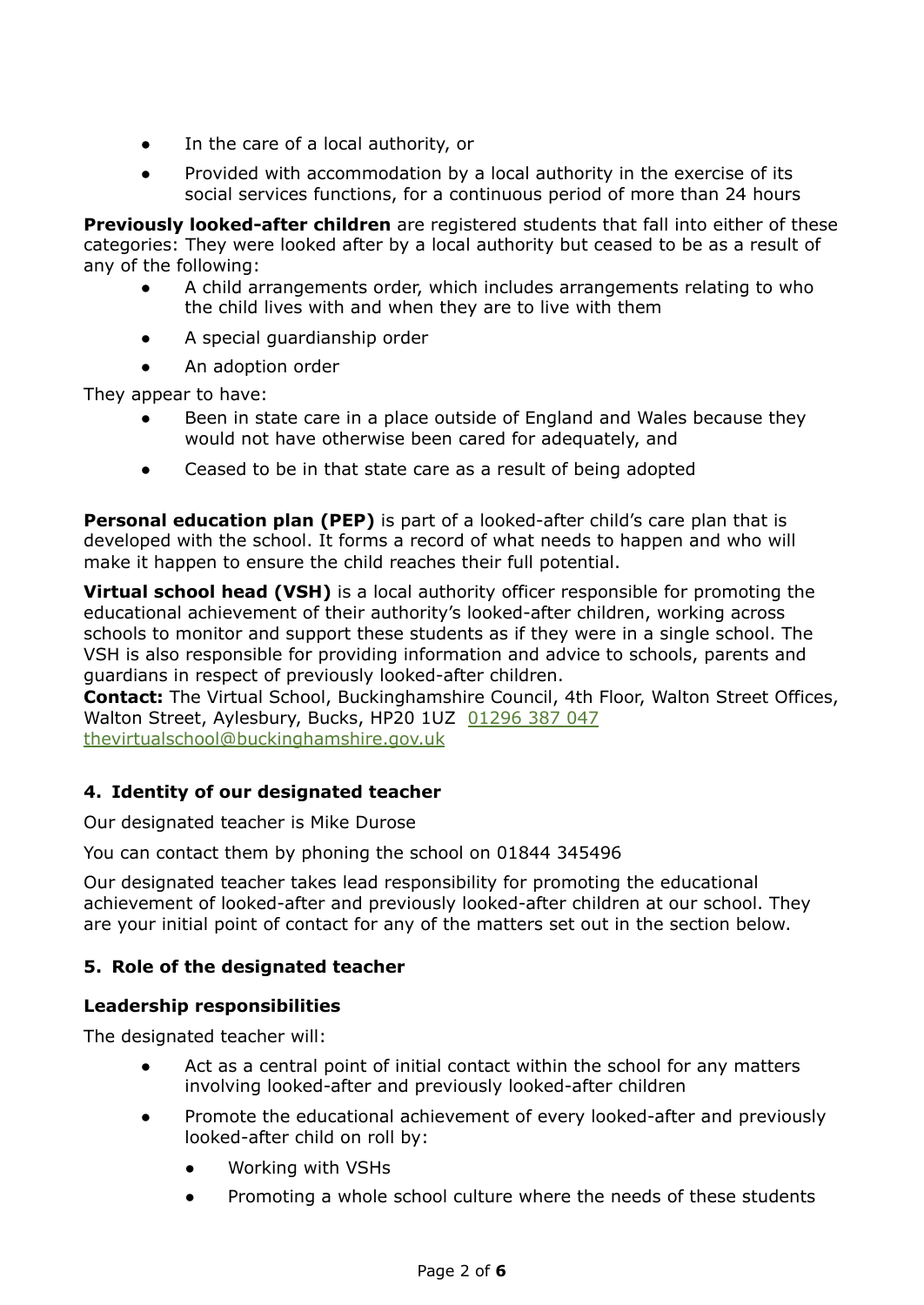- In the care of a local authority, or
- Provided with accommodation by a local authority in the exercise of its social services functions, for a continuous period of more than 24 hours

**Previously looked-after children** are registered students that fall into either of these categories: They were looked after by a local authority but ceased to be as a result of any of the following:

- A child arrangements order, which includes arrangements relating to who the child lives with and when they are to live with them
- A special guardianship order
- An adoption order

They appear to have:

- Been in state care in a place outside of England and Wales because they would not have otherwise been cared for adequately, and
- Ceased to be in that state care as a result of being adopted

**Personal education plan (PEP)** is part of a looked-after child's care plan that is developed with the school. It forms a record of what needs to happen and who will make it happen to ensure the child reaches their full potential.

**Virtual school head (VSH)** is a local authority officer responsible for promoting the educational achievement of their authority's looked-after children, working across schools to monitor and support these students as if they were in a single school. The VSH is also responsible for providing information and advice to schools, parents and guardians in respect of previously looked-after children.
**Contact:** The Virtual School, Buckinghamshire Council, 4th Floor, Walton Street Offices, Walton Street, Aylesbury, Bucks, HP20 1UZ 01296 387 047
thevirtualschool@buckinghamshire.gov.uk

## 4. Identity of our designated teacher

Our designated teacher is Mike Durose

You can contact them by phoning the school on 01844 345496

Our designated teacher takes lead responsibility for promoting the educational achievement of looked-after and previously looked-after children at our school. They are your initial point of contact for any of the matters set out in the section below.

## 5. Role of the designated teacher

### Leadership responsibilities

The designated teacher will:

- Act as a central point of initial contact within the school for any matters involving looked-after and previously looked-after children
- Promote the educational achievement of every looked-after and previously looked-after child on roll by:
  - Working with VSHs
  - Promoting a whole school culture where the needs of these students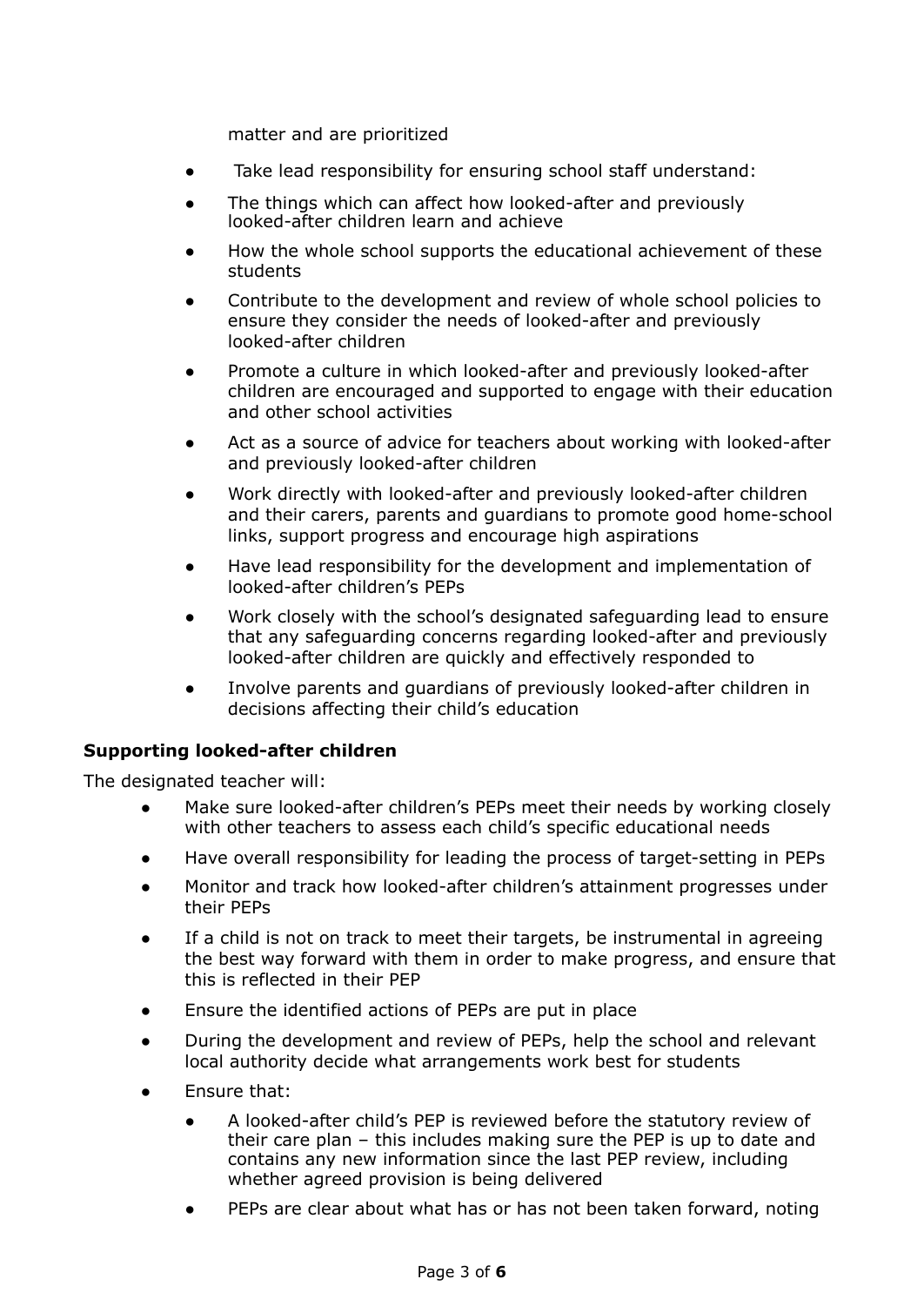matter and are prioritized

- Take lead responsibility for ensuring school staff understand:
- The things which can affect how looked-after and previously looked-after children learn and achieve
- How the whole school supports the educational achievement of these students
- Contribute to the development and review of whole school policies to ensure they consider the needs of looked-after and previously looked-after children
- Promote a culture in which looked-after and previously looked-after children are encouraged and supported to engage with their education and other school activities
- Act as a source of advice for teachers about working with looked-after and previously looked-after children
- Work directly with looked-after and previously looked-after children and their carers, parents and guardians to promote good home-school links, support progress and encourage high aspirations
- Have lead responsibility for the development and implementation of looked-after children's PEPs
- Work closely with the school's designated safeguarding lead to ensure that any safeguarding concerns regarding looked-after and previously looked-after children are quickly and effectively responded to
- Involve parents and guardians of previously looked-after children in decisions affecting their child's education

**Supporting looked-after children**

The designated teacher will:

- Make sure looked-after children's PEPs meet their needs by working closely with other teachers to assess each child's specific educational needs
- Have overall responsibility for leading the process of target-setting in PEPs
- Monitor and track how looked-after children's attainment progresses under their PEPs
- If a child is not on track to meet their targets, be instrumental in agreeing the best way forward with them in order to make progress, and ensure that this is reflected in their PEP
- Ensure the identified actions of PEPs are put in place
- During the development and review of PEPs, help the school and relevant local authority decide what arrangements work best for students
- Ensure that:
    - A looked-after child's PEP is reviewed before the statutory review of their care plan – this includes making sure the PEP is up to date and contains any new information since the last PEP review, including whether agreed provision is being delivered
    - PEPs are clear about what has or has not been taken forward, noting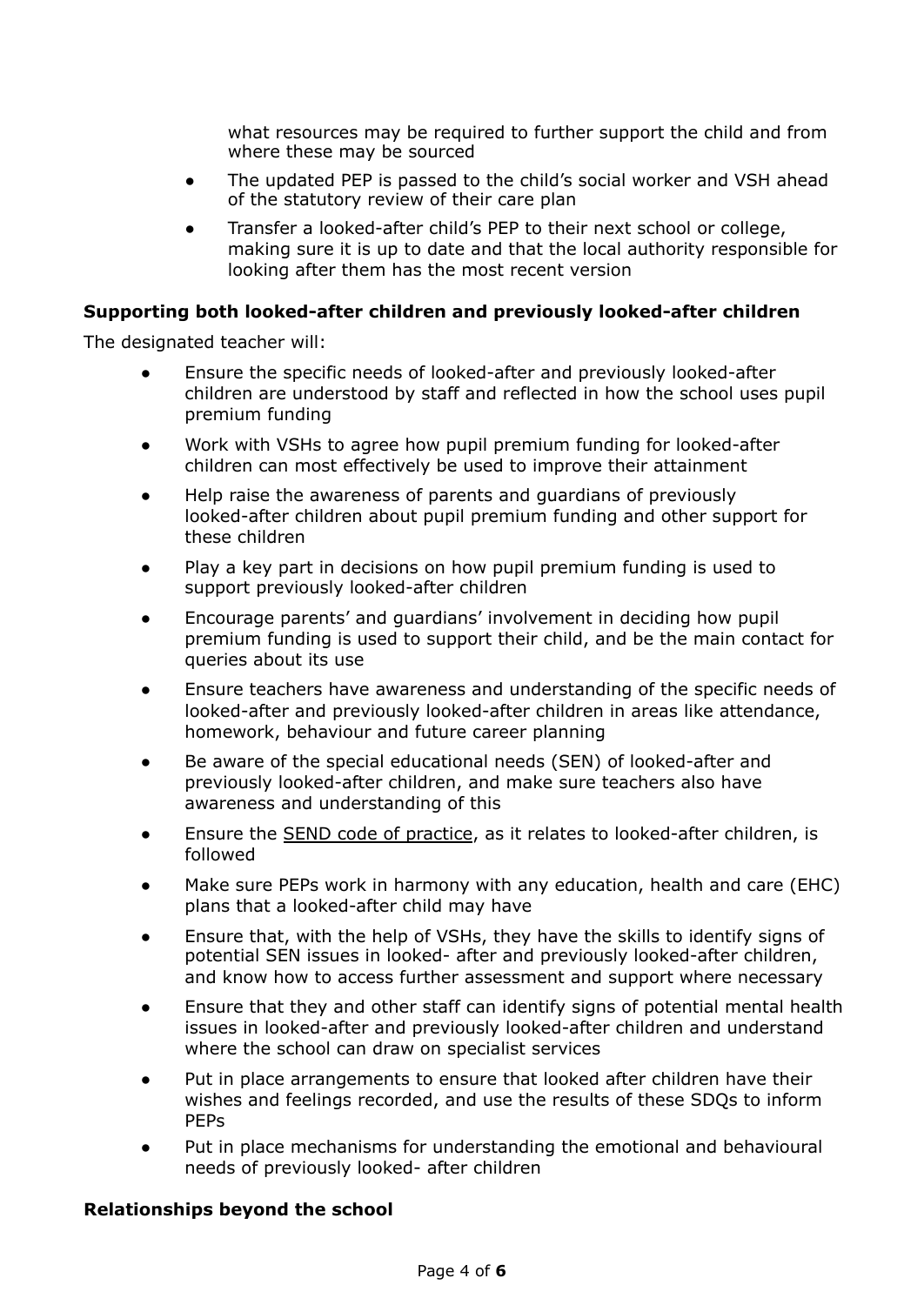what resources may be required to further support the child and from where these may be sourced

- The updated PEP is passed to the child's social worker and VSH ahead of the statutory review of their care plan
- Transfer a looked-after child's PEP to their next school or college, making sure it is up to date and that the local authority responsible for looking after them has the most recent version

**Supporting both looked-after children and previously looked-after children**

The designated teacher will:

- Ensure the specific needs of looked-after and previously looked-after children are understood by staff and reflected in how the school uses pupil premium funding
- Work with VSHs to agree how pupil premium funding for looked-after children can most effectively be used to improve their attainment
- Help raise the awareness of parents and guardians of previously looked-after children about pupil premium funding and other support for these children
- Play a key part in decisions on how pupil premium funding is used to support previously looked-after children
- Encourage parents' and guardians' involvement in deciding how pupil premium funding is used to support their child, and be the main contact for queries about its use
- Ensure teachers have awareness and understanding of the specific needs of looked-after and previously looked-after children in areas like attendance, homework, behaviour and future career planning
- Be aware of the special educational needs (SEN) of looked-after and previously looked-after children, and make sure teachers also have awareness and understanding of this
- Ensure the SEND code of practice, as it relates to looked-after children, is followed
- Make sure PEPs work in harmony with any education, health and care (EHC) plans that a looked-after child may have
- Ensure that, with the help of VSHs, they have the skills to identify signs of potential SEN issues in looked- after and previously looked-after children, and know how to access further assessment and support where necessary
- Ensure that they and other staff can identify signs of potential mental health issues in looked-after and previously looked-after children and understand where the school can draw on specialist services
- Put in place arrangements to ensure that looked after children have their wishes and feelings recorded, and use the results of these SDQs to inform PEPs
- Put in place mechanisms for understanding the emotional and behavioural needs of previously looked- after children

**Relationships beyond the school**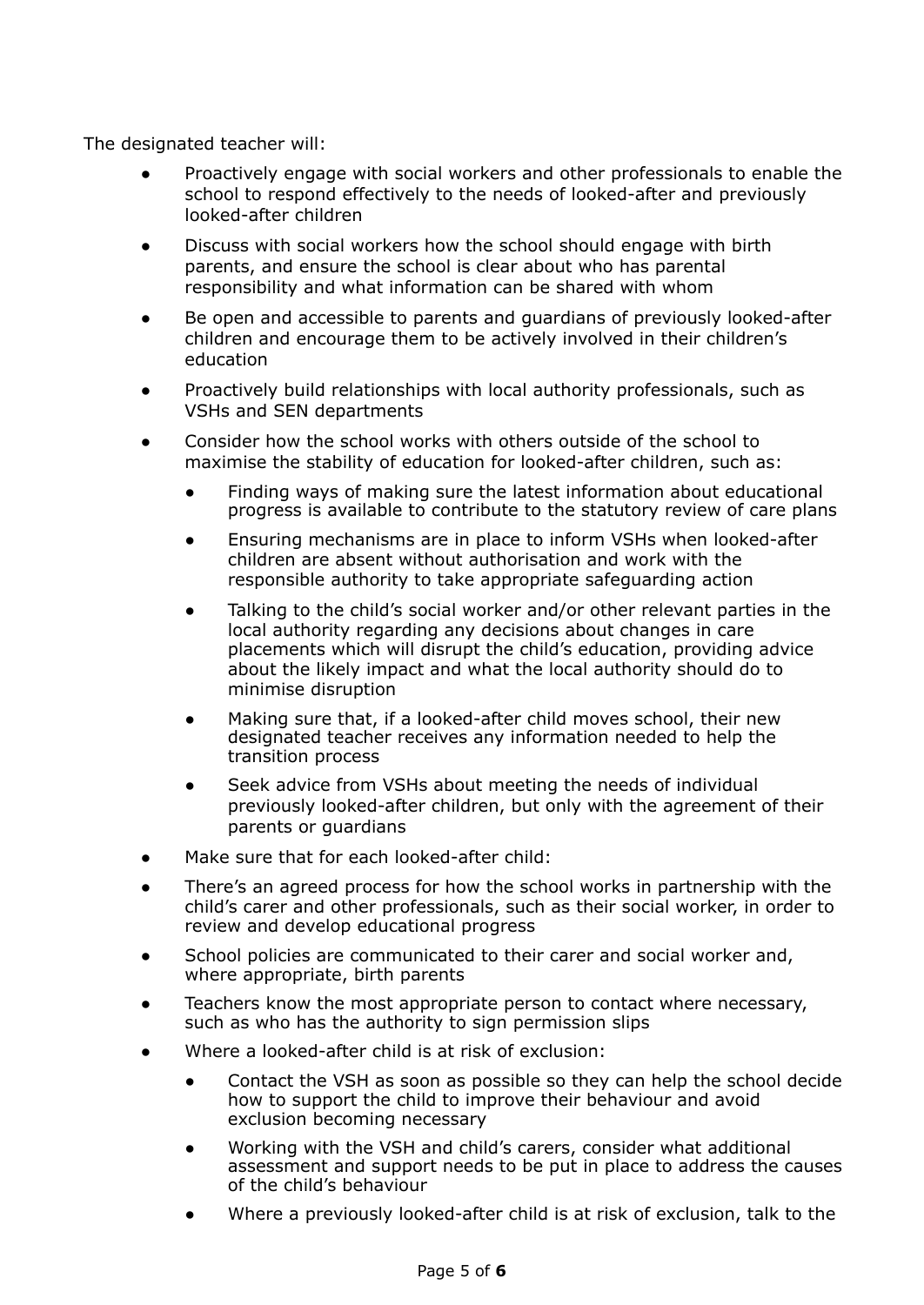The designated teacher will:

- Proactively engage with social workers and other professionals to enable the school to respond effectively to the needs of looked-after and previously looked-after children
- Discuss with social workers how the school should engage with birth parents, and ensure the school is clear about who has parental responsibility and what information can be shared with whom
- Be open and accessible to parents and guardians of previously looked-after children and encourage them to be actively involved in their children's education
- Proactively build relationships with local authority professionals, such as VSHs and SEN departments
- Consider how the school works with others outside of the school to maximise the stability of education for looked-after children, such as:
    - Finding ways of making sure the latest information about educational progress is available to contribute to the statutory review of care plans
    - Ensuring mechanisms are in place to inform VSHs when looked-after children are absent without authorisation and work with the responsible authority to take appropriate safeguarding action
    - Talking to the child's social worker and/or other relevant parties in the local authority regarding any decisions about changes in care placements which will disrupt the child's education, providing advice about the likely impact and what the local authority should do to minimise disruption
    - Making sure that, if a looked-after child moves school, their new designated teacher receives any information needed to help the transition process
    - Seek advice from VSHs about meeting the needs of individual previously looked-after children, but only with the agreement of their parents or guardians
- Make sure that for each looked-after child:
- There's an agreed process for how the school works in partnership with the child's carer and other professionals, such as their social worker, in order to review and develop educational progress
- School policies are communicated to their carer and social worker and, where appropriate, birth parents
- Teachers know the most appropriate person to contact where necessary, such as who has the authority to sign permission slips
- Where a looked-after child is at risk of exclusion:
    - Contact the VSH as soon as possible so they can help the school decide how to support the child to improve their behaviour and avoid exclusion becoming necessary
    - Working with the VSH and child's carers, consider what additional assessment and support needs to be put in place to address the causes of the child's behaviour
    - Where a previously looked-after child is at risk of exclusion, talk to the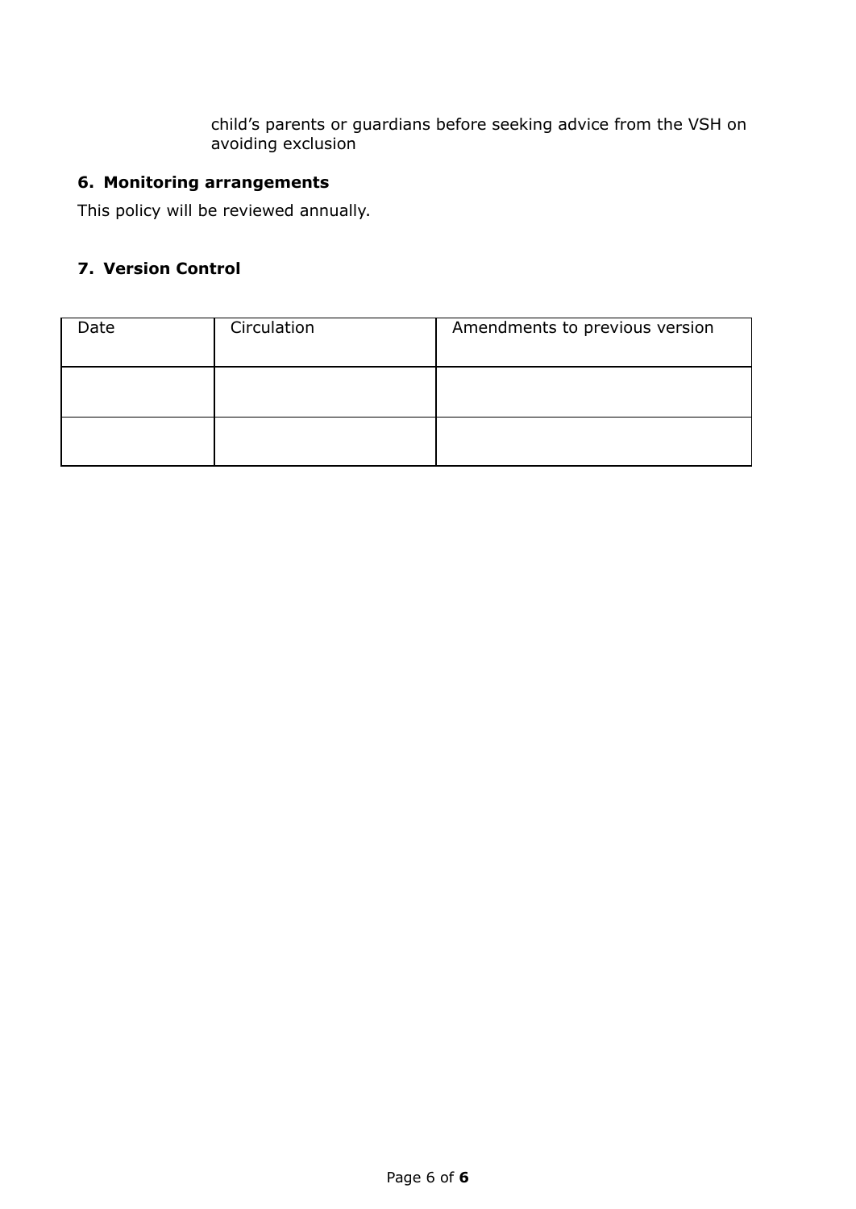child's parents or guardians before seeking advice from the VSH on avoiding exclusion

## 6. Monitoring arrangements

This policy will be reviewed annually.

## 7. Version Control

| Date | Circulation | Amendments to previous version |
|---|---|---|
| | | |
| | | |